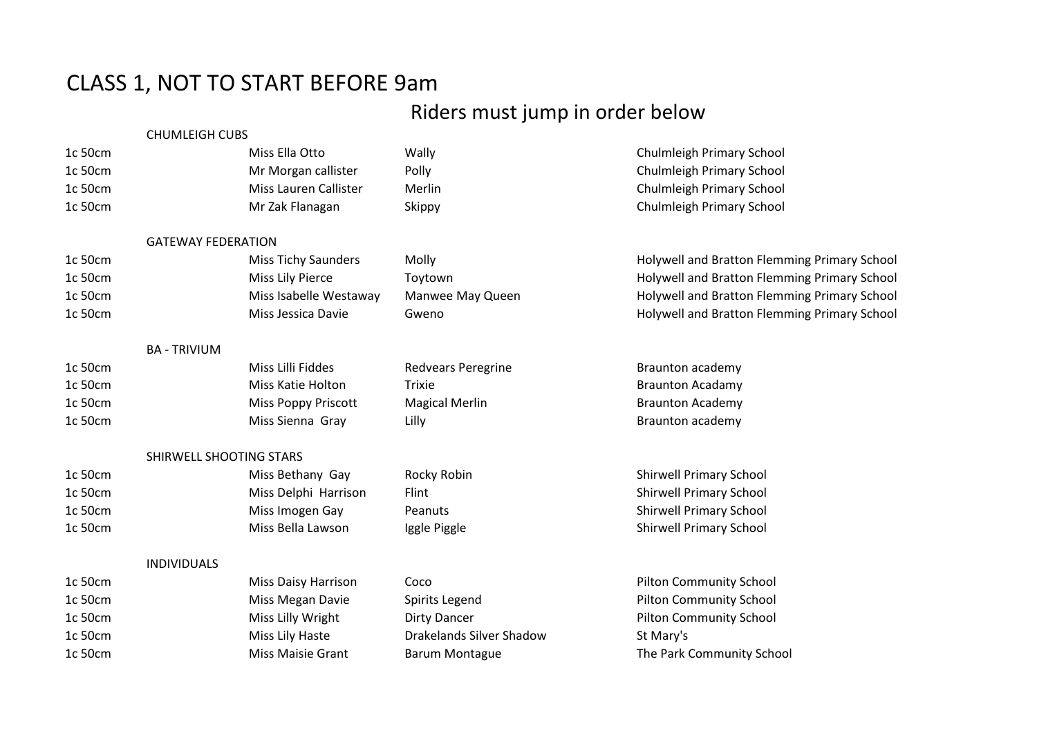# CLASS 1, NOT TO START BEFORE 9am

## Riders must jump in order below

| | | | | |
|---|---|---|---|---|
| | CHUMLEIGH CUBS | | | |
| 1c 50cm | | Miss Ella Otto | Wally | Chulmleigh Primary School |
| 1c 50cm | | Mr Morgan callister | Polly | Chulmleigh Primary School |
| 1c 50cm | | Miss Lauren Callister | Merlin | Chulmleigh Primary School |
| 1c 50cm | | Mr Zak Flanagan | Skippy | Chulmleigh Primary School |
| | GATEWAY FEDERATION | | | |
| 1c 50cm | | Miss Tichy Saunders | Molly | Holywell and Bratton Flemming Primary School |
| 1c 50cm | | Miss Lily Pierce | Toytown | Holywell and Bratton Flemming Primary School |
| 1c 50cm | | Miss Isabelle Westaway | Manwee May Queen | Holywell and Bratton Flemming Primary School |
| 1c 50cm | | Miss Jessica Davie | Gweno | Holywell and Bratton Flemming Primary School |
| | BA - TRIVIUM | | | |
| 1c 50cm | | Miss Lilli Fiddes | Redvears Peregrine | Braunton academy |
| 1c 50cm | | Miss Katie Holton | Trixie | Braunton Acadamy |
| 1c 50cm | | Miss Poppy Priscott | Magical Merlin | Braunton Academy |
| 1c 50cm | | Miss Sienna Gray | Lilly | Braunton academy |
| | SHIRWELL SHOOTING STARS | | | |
| 1c 50cm | | Miss Bethany Gay | Rocky Robin | Shirwell Primary School |
| 1c 50cm | | Miss Delphi Harrison | Flint | Shirwell Primary School |
| 1c 50cm | | Miss Imogen Gay | Peanuts | Shirwell Primary School |
| 1c 50cm | | Miss Bella Lawson | Iggle Piggle | Shirwell Primary School |
| | INDIVIDUALS | | | |
| 1c 50cm | | Miss Daisy Harrison | Coco | Pilton Community School |
| 1c 50cm | | Miss Megan Davie | Spirits Legend | Pilton Community School |
| 1c 50cm | | Miss Lilly Wright | Dirty Dancer | Pilton Community School |
| 1c 50cm | | Miss Lily Haste | Drakelands Silver Shadow | St Mary's |
| 1c 50cm | | Miss Maisie Grant | Barum Montague | The Park Community School |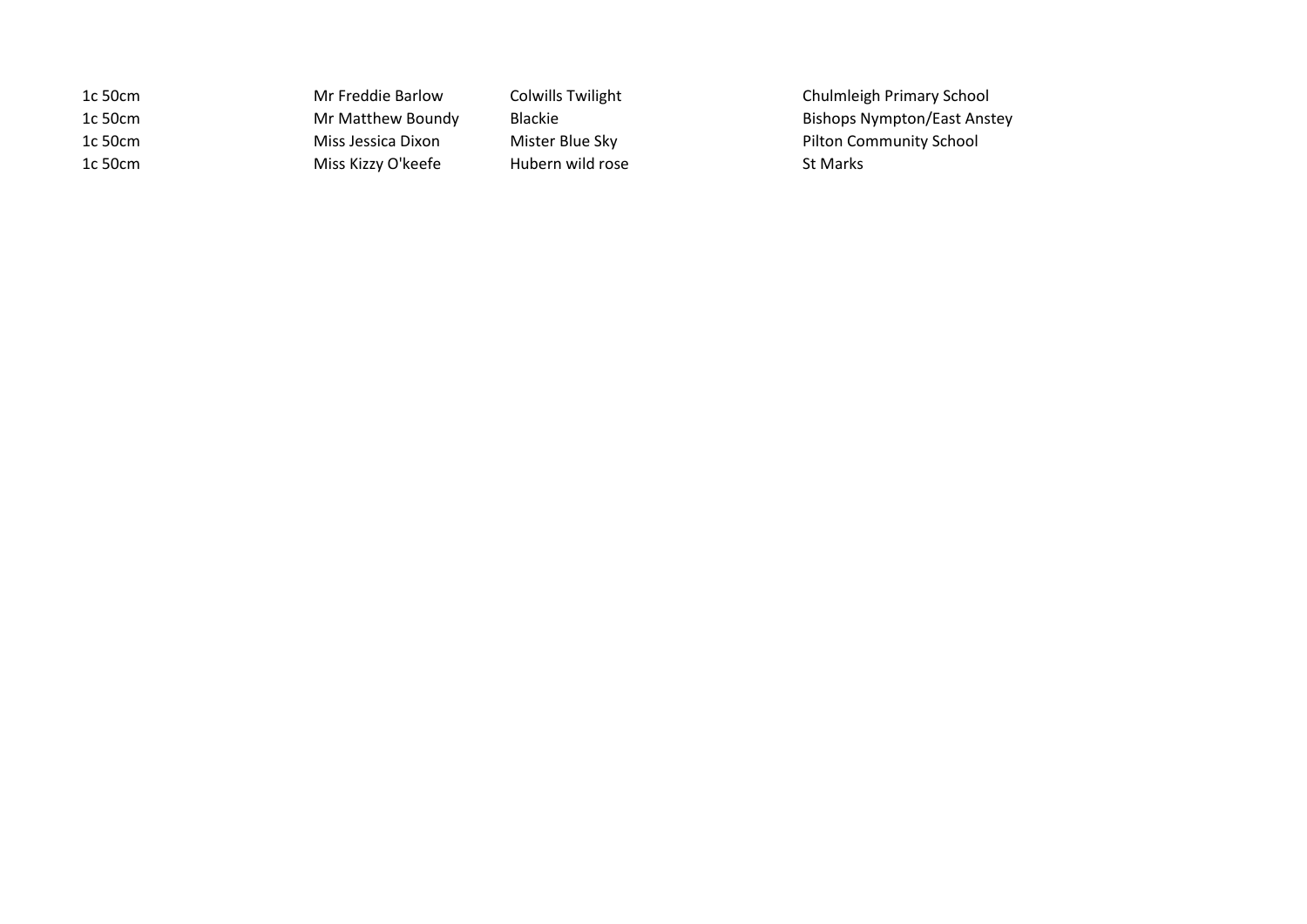| | | | |
|---|---|---|---|
| 1c 50cm | Mr Freddie Barlow | Colwills Twilight | Chulmleigh Primary School |
| 1c 50cm | Mr Matthew Boundy | Blackie | Bishops Nympton/East Anstey |
| 1c 50cm | Miss Jessica Dixon | Mister Blue Sky | Pilton Community School |
| 1c 50cm | Miss Kizzy O'keefe | Hubern wild rose | St Marks |